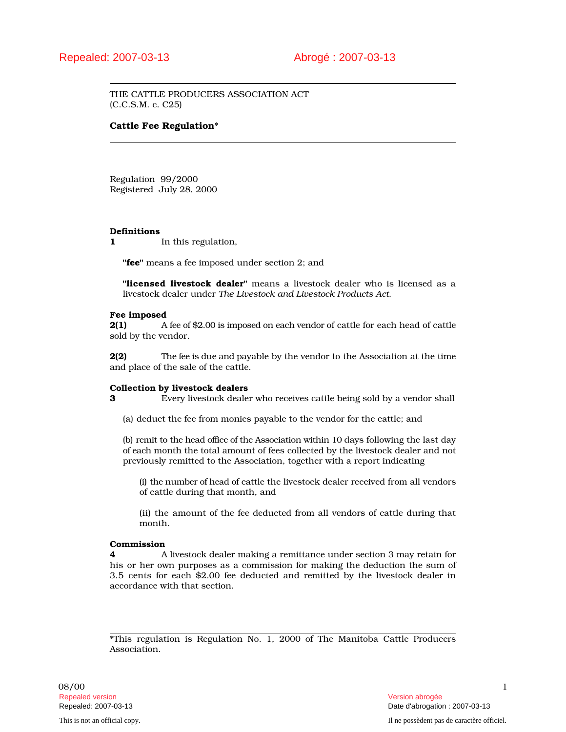Repealed: 2007-03-13 Abrogé : 2007-03-13

THE CATTLE PRODUCERS ASSOCIATION ACT
(C.C.S.M. c. C25)

**Cattle Fee Regulation***

Regulation 99/2000
Registered July 28, 2000

**Definitions**
**1** In this regulation,

**"fee"** means a fee imposed under section 2; and

**"licensed livestock dealer"** means a livestock dealer who is licensed as a livestock dealer under *The Livestock and Livestock Products Act*.

**Fee imposed**
**2(1)** A fee of $2.00 is imposed on each vendor of cattle for each head of cattle sold by the vendor.

**2(2)** The fee is due and payable by the vendor to the Association at the time and place of the sale of the cattle.

**Collection by livestock dealers**
**3** Every livestock dealer who receives cattle being sold by a vendor shall

(a) deduct the fee from monies payable to the vendor for the cattle; and

(b) remit to the head office of the Association within 10 days following the last day of each month the total amount of fees collected by the livestock dealer and not previously remitted to the Association, together with a report indicating

(i) the number of head of cattle the livestock dealer received from all vendors of cattle during that month, and

(ii) the amount of the fee deducted from all vendors of cattle during that month.

**Commission**
**4** A livestock dealer making a remittance under section 3 may retain for his or her own purposes as a commission for making the deduction the sum of 3.5 cents for each $2.00 fee deducted and remitted by the livestock dealer in accordance with that section.

*This regulation is Regulation No. 1, 2000 of The Manitoba Cattle Producers Association.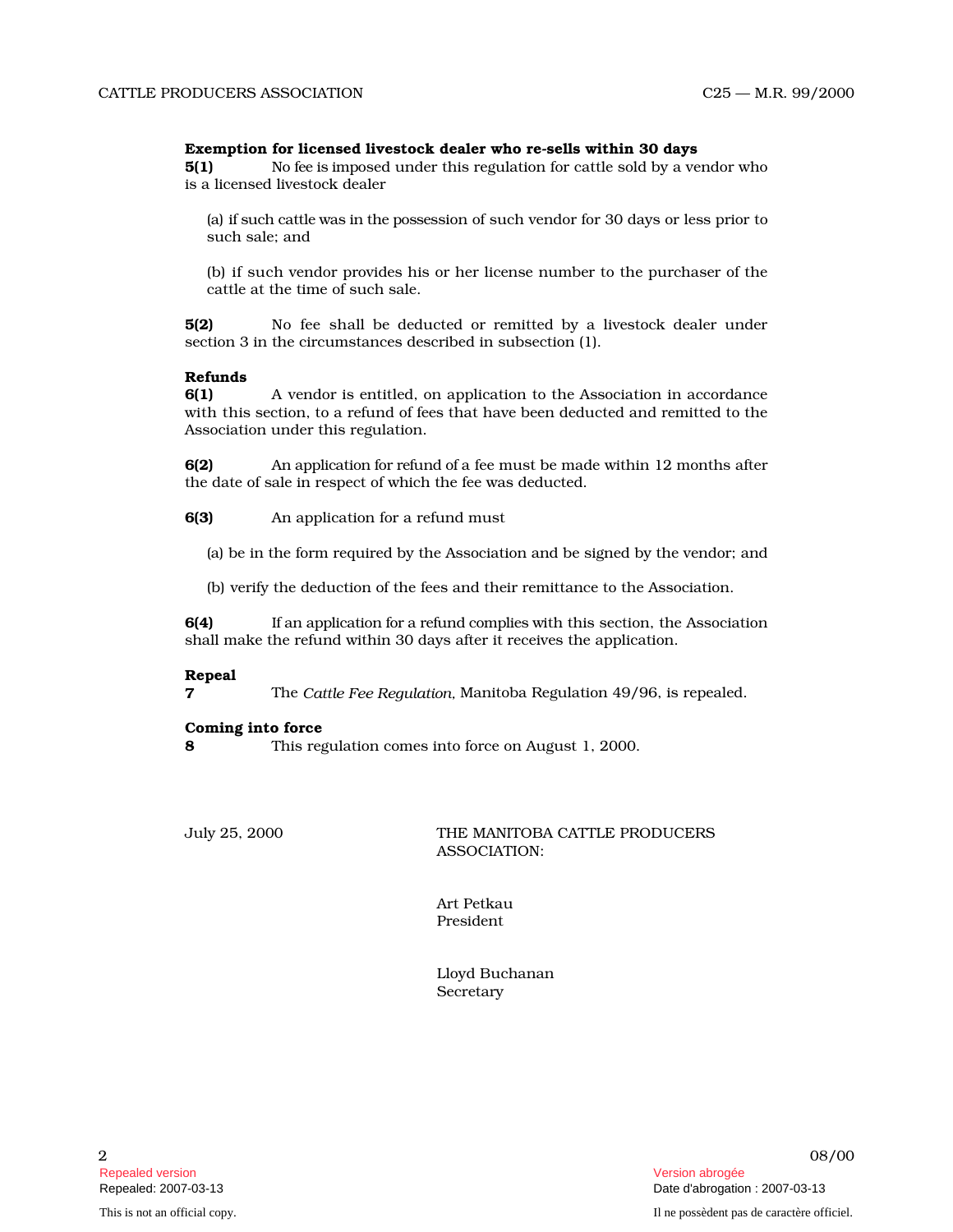**Exemption for licensed livestock dealer who re-sells within 30 days**

**5(1)** No fee is imposed under this regulation for cattle sold by a vendor who is a licensed livestock dealer

(a) if such cattle was in the possession of such vendor for 30 days or less prior to such sale; and

(b) if such vendor provides his or her license number to the purchaser of the cattle at the time of such sale.

**5(2)** No fee shall be deducted or remitted by a livestock dealer under section 3 in the circumstances described in subsection (1).

**Refunds**

**6(1)** A vendor is entitled, on application to the Association in accordance with this section, to a refund of fees that have been deducted and remitted to the Association under this regulation.

**6(2)** An application for refund of a fee must be made within 12 months after the date of sale in respect of which the fee was deducted.

**6(3)** An application for a refund must

(a) be in the form required by the Association and be signed by the vendor; and

(b) verify the deduction of the fees and their remittance to the Association.

**6(4)** If an application for a refund complies with this section, the Association shall make the refund within 30 days after it receives the application.

**Repeal**

**7** The *Cattle Fee Regulation*, Manitoba Regulation 49/96, is repealed.

**Coming into force**

**8** This regulation comes into force on August 1, 2000.

July 25, 2000

THE MANITOBA CATTLE PRODUCERS ASSOCIATION:

Art Petkau
President

Lloyd Buchanan
Secretary

Repealed version
Repealed: 2007-03-13

Version abrogée
Date d'abrogation : 2007-03-13

This is not an official copy.

Il ne possèdent pas de caractère officiel.